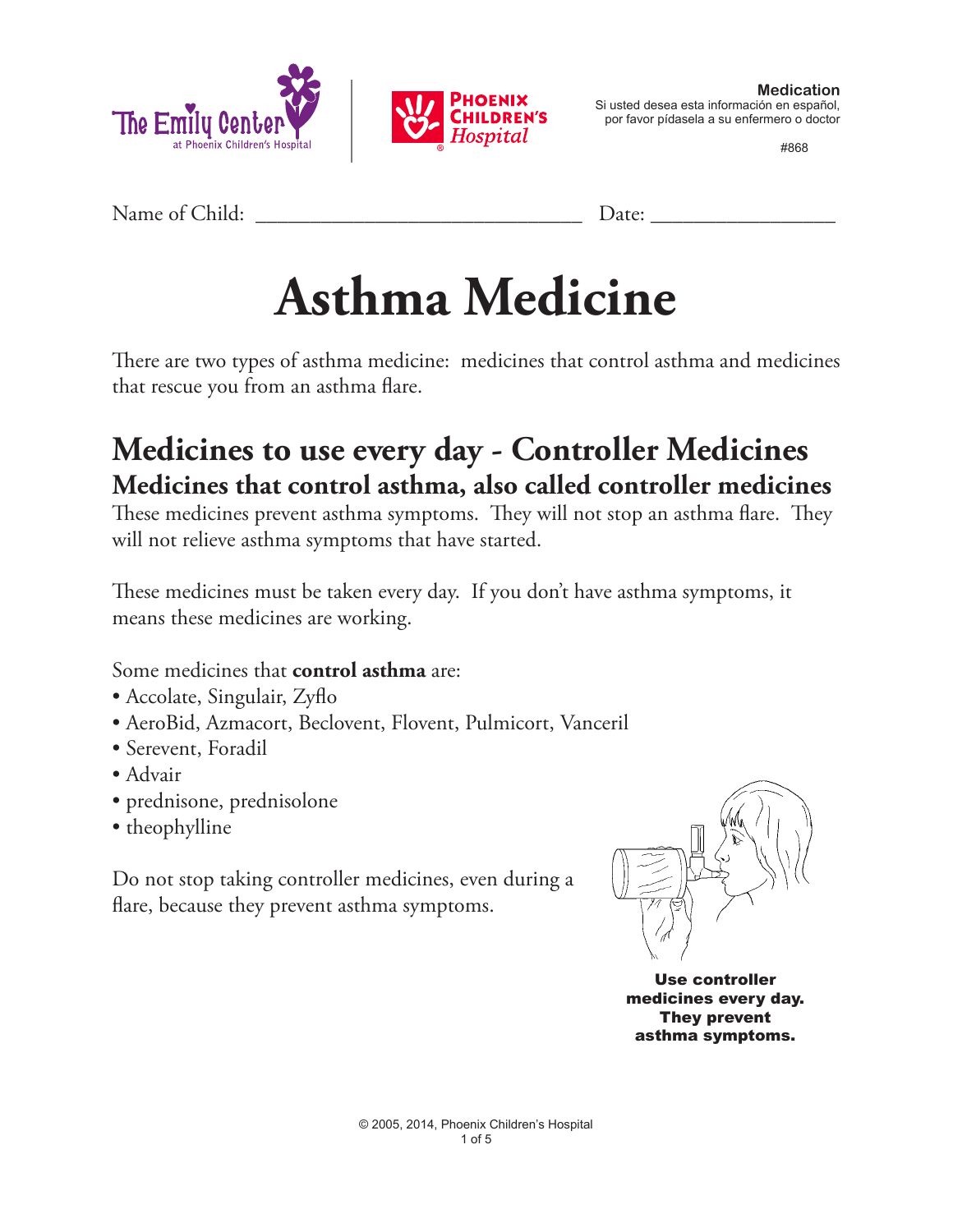**Medication**
Si usted desea esta información en español, por favor pídasela a su enfermero o doctor

#868

Name of Child: ______________________________ Date: ________________

# Asthma Medicine

There are two types of asthma medicine: medicines that control asthma and medicines that rescue you from an asthma flare.

## Medicines to use every day - Controller Medicines

### Medicines that control asthma, also called controller medicines

These medicines prevent asthma symptoms. They will not stop an asthma flare. They will not relieve asthma symptoms that have started.

These medicines must be taken every day. If you don't have asthma symptoms, it means these medicines are working.

Some medicines that **control asthma** are:

- Accolate, Singulair, Zyflo
- AeroBid, Azmacort, Beclovent, Flovent, Pulmicort, Vanceril
- Serevent, Foradil
- Advair
- prednisone, prednisolone
- theophylline

Do not stop taking controller medicines, even during a flare, because they prevent asthma symptoms.

**Use controller medicines every day. They prevent asthma symptoms.**

© 2005, 2014, Phoenix Children's Hospital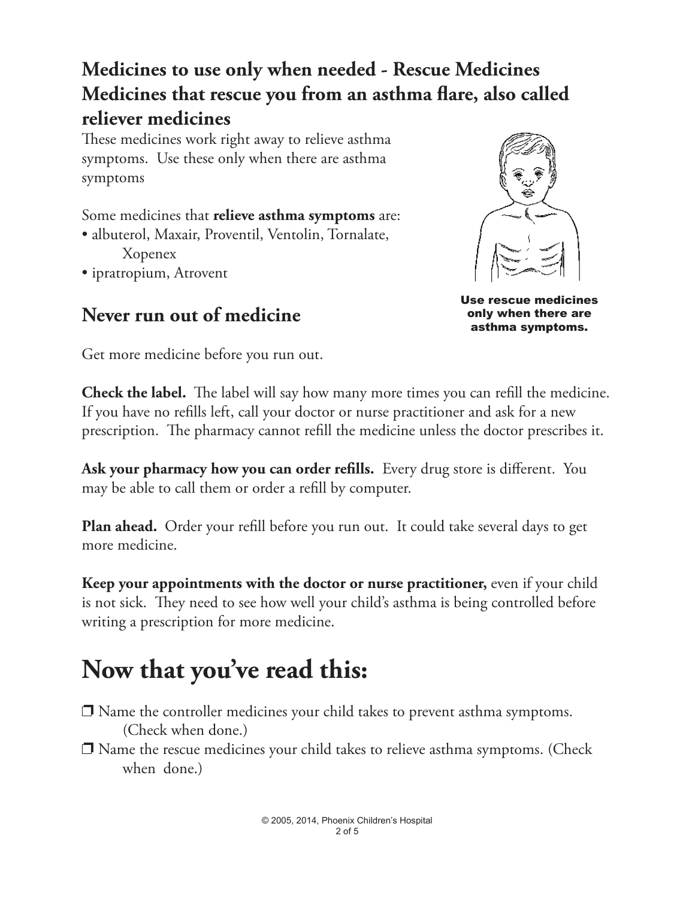## Medicines to use only when needed - Rescue Medicines Medicines that rescue you from an asthma flare, also called reliever medicines

These medicines work right away to relieve asthma symptoms. Use these only when there are asthma symptoms

Some medicines that **relieve asthma symptoms** are:

- albuterol, Maxair, Proventil, Ventolin, Tornalate, Xopenex
- ipratropium, Atrovent

Use rescue medicines only when there are asthma symptoms.

## Never run out of medicine

Get more medicine before you run out.

**Check the label.** The label will say how many more times you can refill the medicine. If you have no refills left, call your doctor or nurse practitioner and ask for a new prescription. The pharmacy cannot refill the medicine unless the doctor prescribes it.

**Ask your pharmacy how you can order refills.** Every drug store is different. You may be able to call them or order a refill by computer.

**Plan ahead.** Order your refill before you run out. It could take several days to get more medicine.

**Keep your appointments with the doctor or nurse practitioner,** even if your child is not sick. They need to see how well your child's asthma is being controlled before writing a prescription for more medicine.

# Now that you've read this:

- ❒ Name the controller medicines your child takes to prevent asthma symptoms. (Check when done.)
- ❒ Name the rescue medicines your child takes to relieve asthma symptoms. (Check when done.)

© 2005, 2014, Phoenix Children's Hospital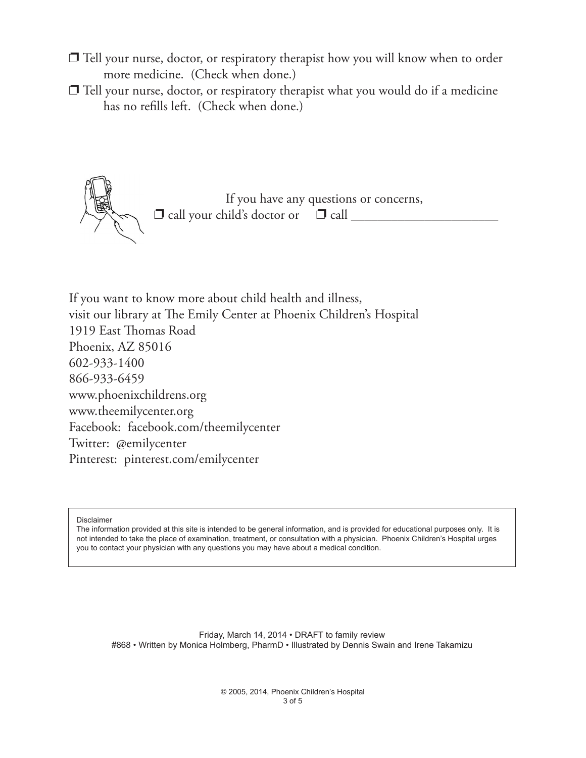- ❒ Tell your nurse, doctor, or respiratory therapist how you will know when to order more medicine. (Check when done.)
- ❒ Tell your nurse, doctor, or respiratory therapist what you would do if a medicine has no refills left. (Check when done.)

If you have any questions or concerns,
❒ call your child's doctor or ❒ call ______________________

If you want to know more about child health and illness,
visit our library at The Emily Center at Phoenix Children's Hospital
1919 East Thomas Road
Phoenix, AZ 85016
602-933-1400
866-933-6459
www.phoenixchildrens.org
www.theemilycenter.org
Facebook: facebook.com/theemilycenter
Twitter: @emilycenter
Pinterest: pinterest.com/emilycenter

> Disclaimer
> The information provided at this site is intended to be general information, and is provided for educational purposes only. It is not intended to take the place of examination, treatment, or consultation with a physician. Phoenix Children's Hospital urges you to contact your physician with any questions you may have about a medical condition.

Friday, March 14, 2014 • DRAFT to family review
#868 • Written by Monica Holmberg, PharmD • Illustrated by Dennis Swain and Irene Takamizu

© 2005, 2014, Phoenix Children's Hospital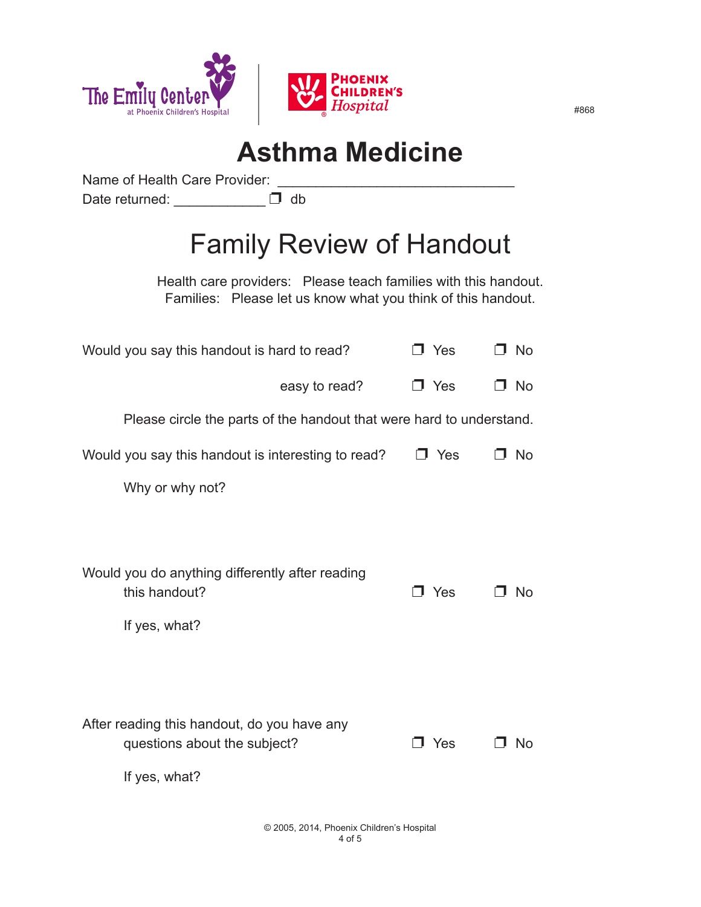The Emily Center at Phoenix Children's Hospital | Phoenix Children's Hospital

#868

# Asthma Medicine

Name of Health Care Provider: ______________________________

Date returned: ____________ ❒ db

## Family Review of Handout

Health care providers: Please teach families with this handout.
Families: Please let us know what you think of this handout.

Would you say this handout is hard to read? ❒ Yes ❒ No

easy to read? ❒ Yes ❒ No

Please circle the parts of the handout that were hard to understand.

Would you say this handout is interesting to read? ❒ Yes ❒ No

Why or why not?

Would you do anything differently after reading this handout? ❒ Yes ❒ No

If yes, what?

After reading this handout, do you have any questions about the subject? ❒ Yes ❒ No

If yes, what?

© 2005, 2014, Phoenix Children's Hospital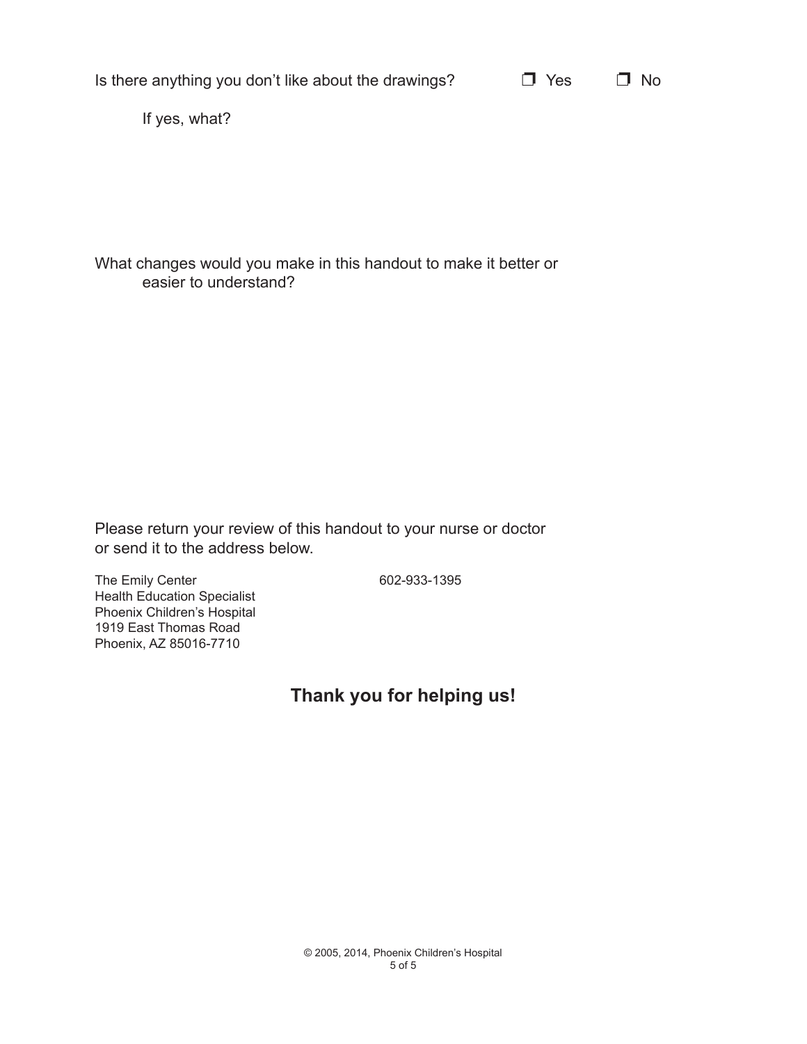Is there anything you don't like about the drawings? ❒ Yes ❒ No

If yes, what?

What changes would you make in this handout to make it better or easier to understand?

Please return your review of this handout to your nurse or doctor or send it to the address below.

The Emily Center
Health Education Specialist
Phoenix Children's Hospital
1919 East Thomas Road
Phoenix, AZ 85016-7710

602-933-1395

**Thank you for helping us!**

© 2005, 2014, Phoenix Children's Hospital